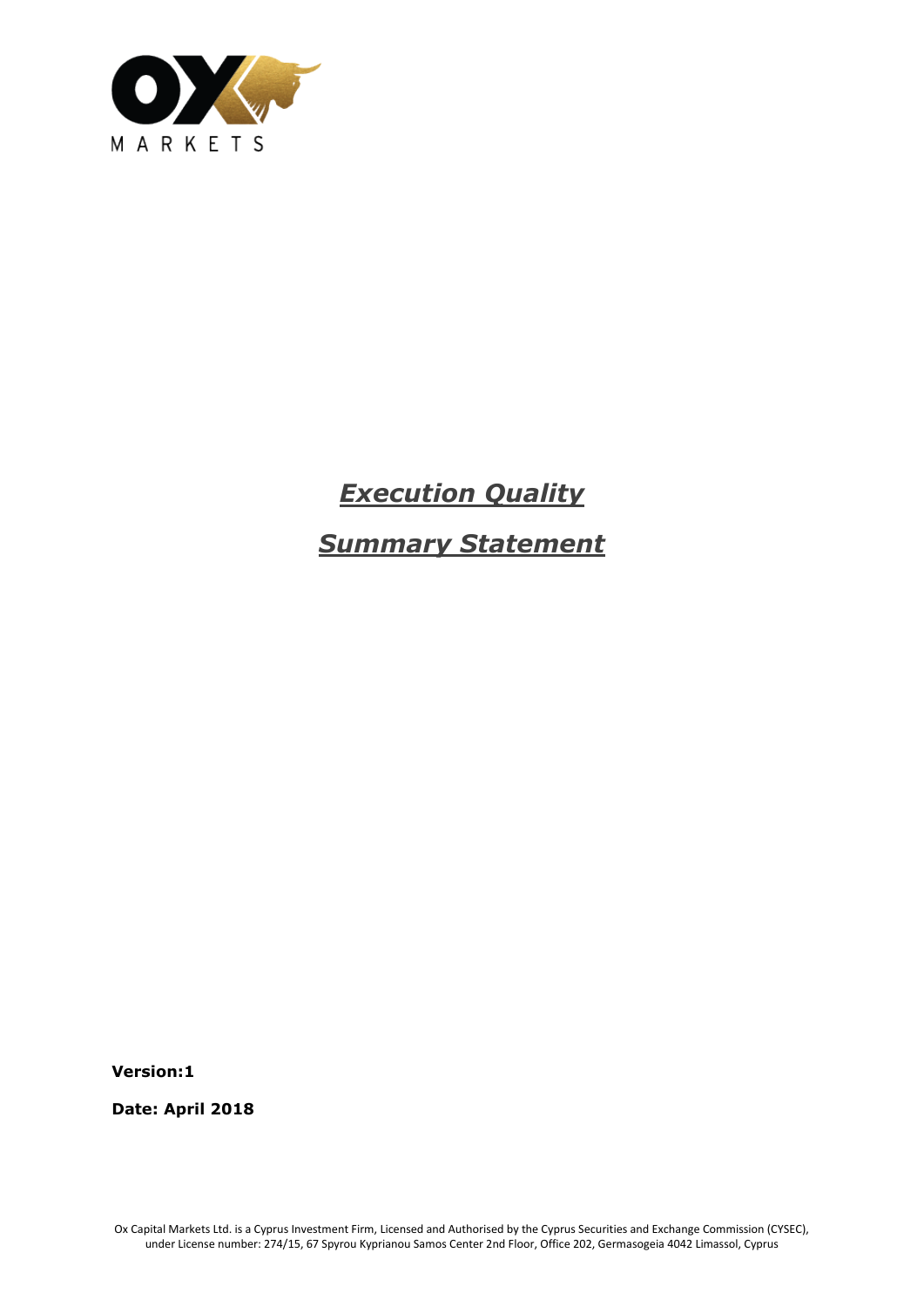# ***Execution Quality***

# ***Summary Statement***

**Version:1**

**Date: April 2018**

Ox Capital Markets Ltd. is a Cyprus Investment Firm, Licensed and Authorised by the Cyprus Securities and Exchange Commission (CYSEC), under License number: 274/15, 67 Spyrou Kyprianou Samos Center 2nd Floor, Office 202, Germasogeia 4042 Limassol, Cyprus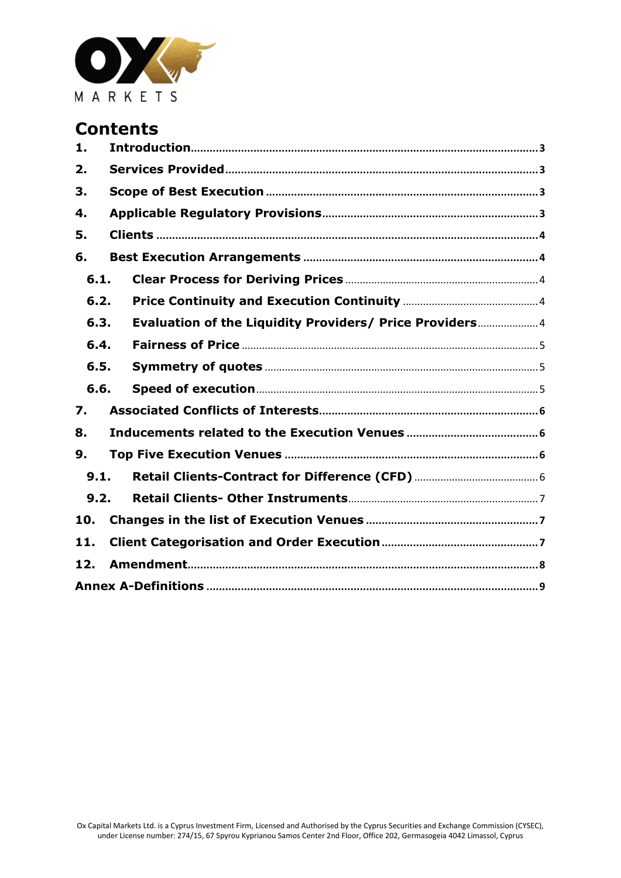# Contents

1. Introduction ....................................................................................................3
2. Services Provided ............................................................................................3
3. Scope of Best Execution ...................................................................................3
4. Applicable Regulatory Provisions .......................................................................3
5. Clients .............................................................................................................4
6. Best Execution Arrangements ............................................................................4
   - 6.1. Clear Process for Deriving Prices ..............................................................4
   - 6.2. Price Continuity and Execution Continuity ..................................................4
   - 6.3. Evaluation of the Liquidity Providers/ Price Providers ..................................4
   - 6.4. Fairness of Price .......................................................................................5
   - 6.5. Symmetry of quotes ..................................................................................5
   - 6.6. Speed of execution ....................................................................................5
7. Associated Conflicts of Interests ........................................................................6
8. Inducements related to the Execution Venues .....................................................6
9. Top Five Execution Venues ................................................................................6
   - 9.1. Retail Clients-Contract for Difference (CFD) ...............................................6
   - 9.2. Retail Clients- Other Instruments ...............................................................7
10. Changes in the list of Execution Venues ............................................................7
11. Client Categorisation and Order Execution .........................................................7
12. Amendment.....................................................................................................8

Annex A-Definitions .............................................................................................9

Ox Capital Markets Ltd. is a Cyprus Investment Firm, Licensed and Authorised by the Cyprus Securities and Exchange Commission (CYSEC), under License number: 274/15, 67 Spyrou Kyprianou Samos Center 2nd Floor, Office 202, Germasogeia 4042 Limassol, Cyprus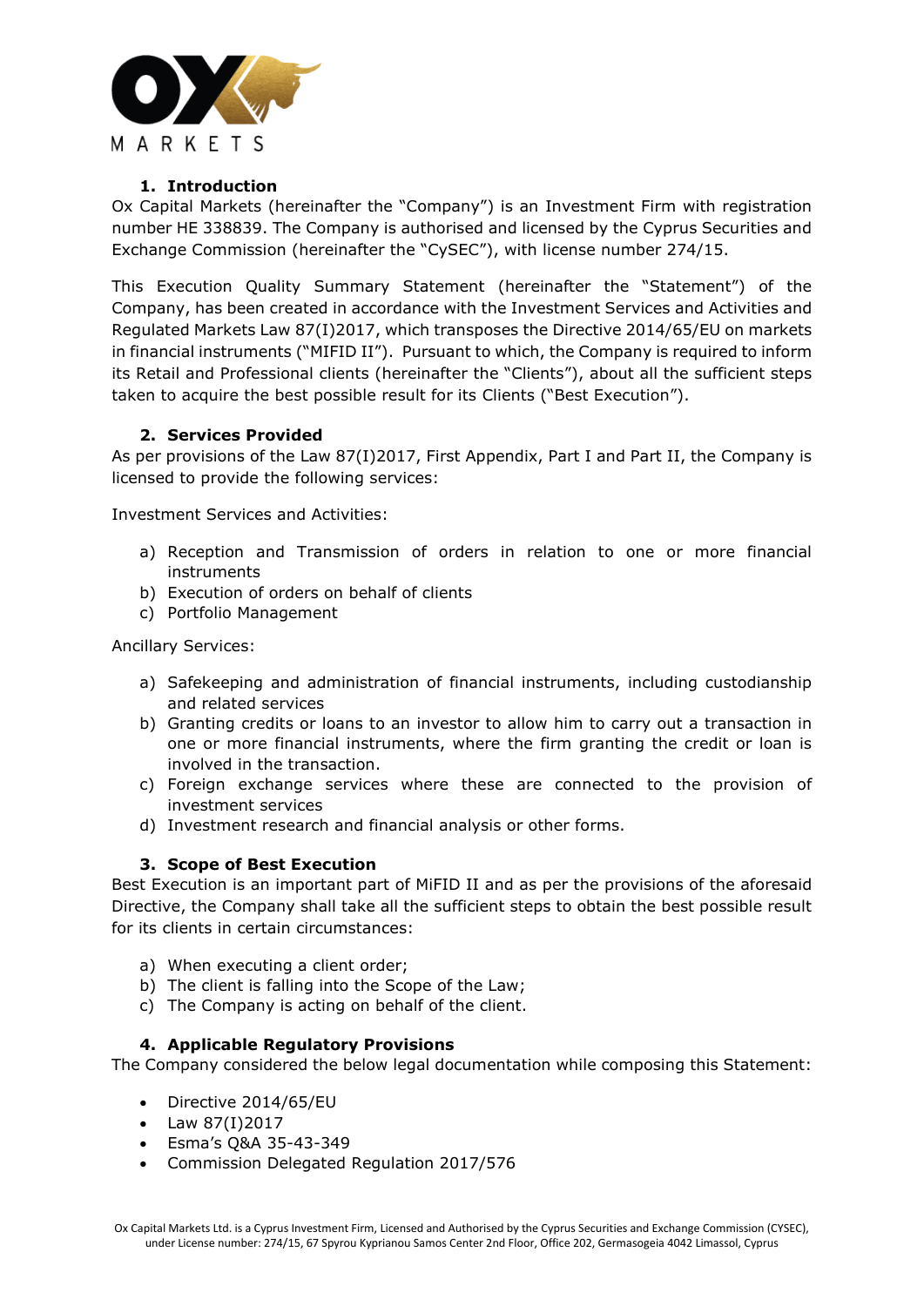## 1. Introduction

Ox Capital Markets (hereinafter the "Company") is an Investment Firm with registration number HE 338839. The Company is authorised and licensed by the Cyprus Securities and Exchange Commission (hereinafter the "CySEC"), with license number 274/15.

This Execution Quality Summary Statement (hereinafter the "Statement") of the Company, has been created in accordance with the Investment Services and Activities and Regulated Markets Law 87(I)2017, which transposes the Directive 2014/65/EU on markets in financial instruments ("MIFID II"). Pursuant to which, the Company is required to inform its Retail and Professional clients (hereinafter the "Clients"), about all the sufficient steps taken to acquire the best possible result for its Clients ("Best Execution").

## 2. Services Provided

As per provisions of the Law 87(I)2017, First Appendix, Part I and Part II, the Company is licensed to provide the following services:

Investment Services and Activities:

a) Reception and Transmission of orders in relation to one or more financial instruments
b) Execution of orders on behalf of clients
c) Portfolio Management

Ancillary Services:

a) Safekeeping and administration of financial instruments, including custodianship and related services
b) Granting credits or loans to an investor to allow him to carry out a transaction in one or more financial instruments, where the firm granting the credit or loan is involved in the transaction.
c) Foreign exchange services where these are connected to the provision of investment services
d) Investment research and financial analysis or other forms.

## 3. Scope of Best Execution

Best Execution is an important part of MiFID II and as per the provisions of the aforesaid Directive, the Company shall take all the sufficient steps to obtain the best possible result for its clients in certain circumstances:

a) When executing a client order;
b) The client is falling into the Scope of the Law;
c) The Company is acting on behalf of the client.

## 4. Applicable Regulatory Provisions

The Company considered the below legal documentation while composing this Statement:

- Directive 2014/65/EU
- Law 87(I)2017
- Esma's Q&A 35-43-349
- Commission Delegated Regulation 2017/576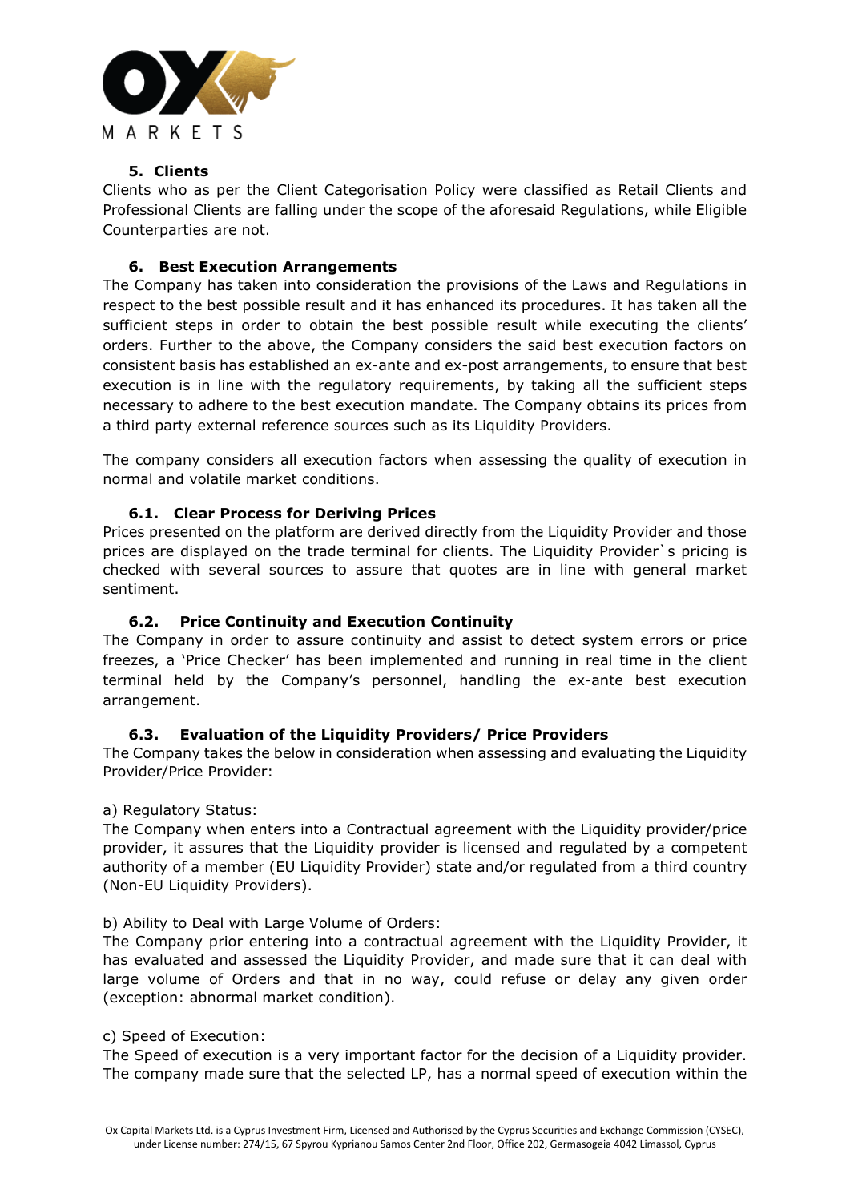## 5. Clients

Clients who as per the Client Categorisation Policy were classified as Retail Clients and Professional Clients are falling under the scope of the aforesaid Regulations, while Eligible Counterparties are not.

## 6. Best Execution Arrangements

The Company has taken into consideration the provisions of the Laws and Regulations in respect to the best possible result and it has enhanced its procedures. It has taken all the sufficient steps in order to obtain the best possible result while executing the clients' orders. Further to the above, the Company considers the said best execution factors on consistent basis has established an ex-ante and ex-post arrangements, to ensure that best execution is in line with the regulatory requirements, by taking all the sufficient steps necessary to adhere to the best execution mandate. The Company obtains its prices from a third party external reference sources such as its Liquidity Providers.

The company considers all execution factors when assessing the quality of execution in normal and volatile market conditions.

### 6.1. Clear Process for Deriving Prices

Prices presented on the platform are derived directly from the Liquidity Provider and those prices are displayed on the trade terminal for clients. The Liquidity Provider`s pricing is checked with several sources to assure that quotes are in line with general market sentiment.

### 6.2. Price Continuity and Execution Continuity

The Company in order to assure continuity and assist to detect system errors or price freezes, a 'Price Checker' has been implemented and running in real time in the client terminal held by the Company's personnel, handling the ex-ante best execution arrangement.

### 6.3. Evaluation of the Liquidity Providers/ Price Providers

The Company takes the below in consideration when assessing and evaluating the Liquidity Provider/Price Provider:

a) Regulatory Status:
The Company when enters into a Contractual agreement with the Liquidity provider/price provider, it assures that the Liquidity provider is licensed and regulated by a competent authority of a member (EU Liquidity Provider) state and/or regulated from a third country (Non-EU Liquidity Providers).

b) Ability to Deal with Large Volume of Orders:
The Company prior entering into a contractual agreement with the Liquidity Provider, it has evaluated and assessed the Liquidity Provider, and made sure that it can deal with large volume of Orders and that in no way, could refuse or delay any given order (exception: abnormal market condition).

c) Speed of Execution:
The Speed of execution is a very important factor for the decision of a Liquidity provider. The company made sure that the selected LP, has a normal speed of execution within the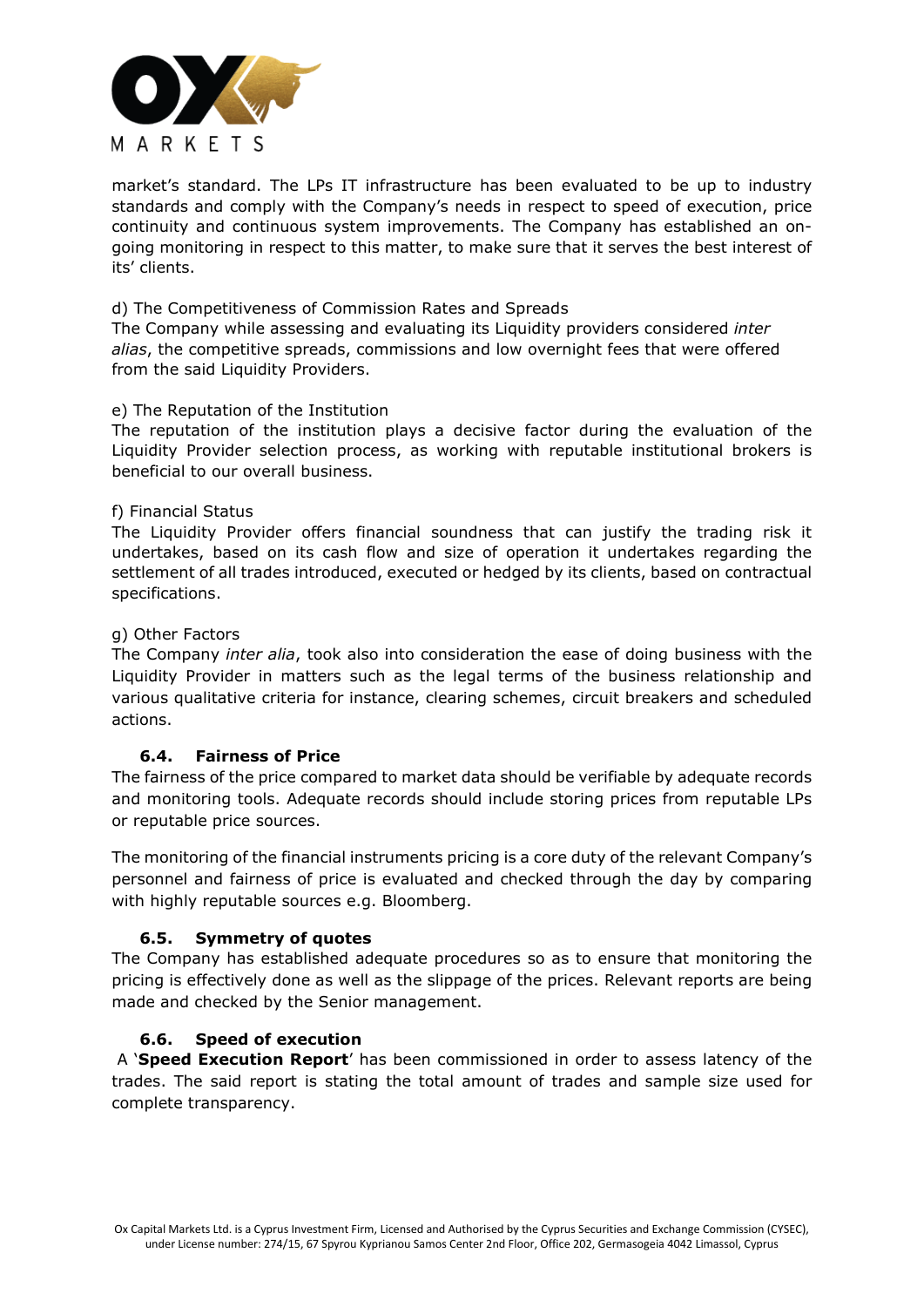market's standard. The LPs IT infrastructure has been evaluated to be up to industry standards and comply with the Company's needs in respect to speed of execution, price continuity and continuous system improvements. The Company has established an on-going monitoring in respect to this matter, to make sure that it serves the best interest of its' clients.

d) The Competitiveness of Commission Rates and Spreads
The Company while assessing and evaluating its Liquidity providers considered *inter alias*, the competitive spreads, commissions and low overnight fees that were offered from the said Liquidity Providers.

e) The Reputation of the Institution
The reputation of the institution plays a decisive factor during the evaluation of the Liquidity Provider selection process, as working with reputable institutional brokers is beneficial to our overall business.

f) Financial Status
The Liquidity Provider offers financial soundness that can justify the trading risk it undertakes, based on its cash flow and size of operation it undertakes regarding the settlement of all trades introduced, executed or hedged by its clients, based on contractual specifications.

g) Other Factors
The Company *inter alia*, took also into consideration the ease of doing business with the Liquidity Provider in matters such as the legal terms of the business relationship and various qualitative criteria for instance, clearing schemes, circuit breakers and scheduled actions.

### 6.4. Fairness of Price

The fairness of the price compared to market data should be verifiable by adequate records and monitoring tools. Adequate records should include storing prices from reputable LPs or reputable price sources.

The monitoring of the financial instruments pricing is a core duty of the relevant Company's personnel and fairness of price is evaluated and checked through the day by comparing with highly reputable sources e.g. Bloomberg.

### 6.5. Symmetry of quotes

The Company has established adequate procedures so as to ensure that monitoring the pricing is effectively done as well as the slippage of the prices. Relevant reports are being made and checked by the Senior management.

### 6.6. Speed of execution

A '**Speed Execution Report**' has been commissioned in order to assess latency of the trades. The said report is stating the total amount of trades and sample size used for complete transparency.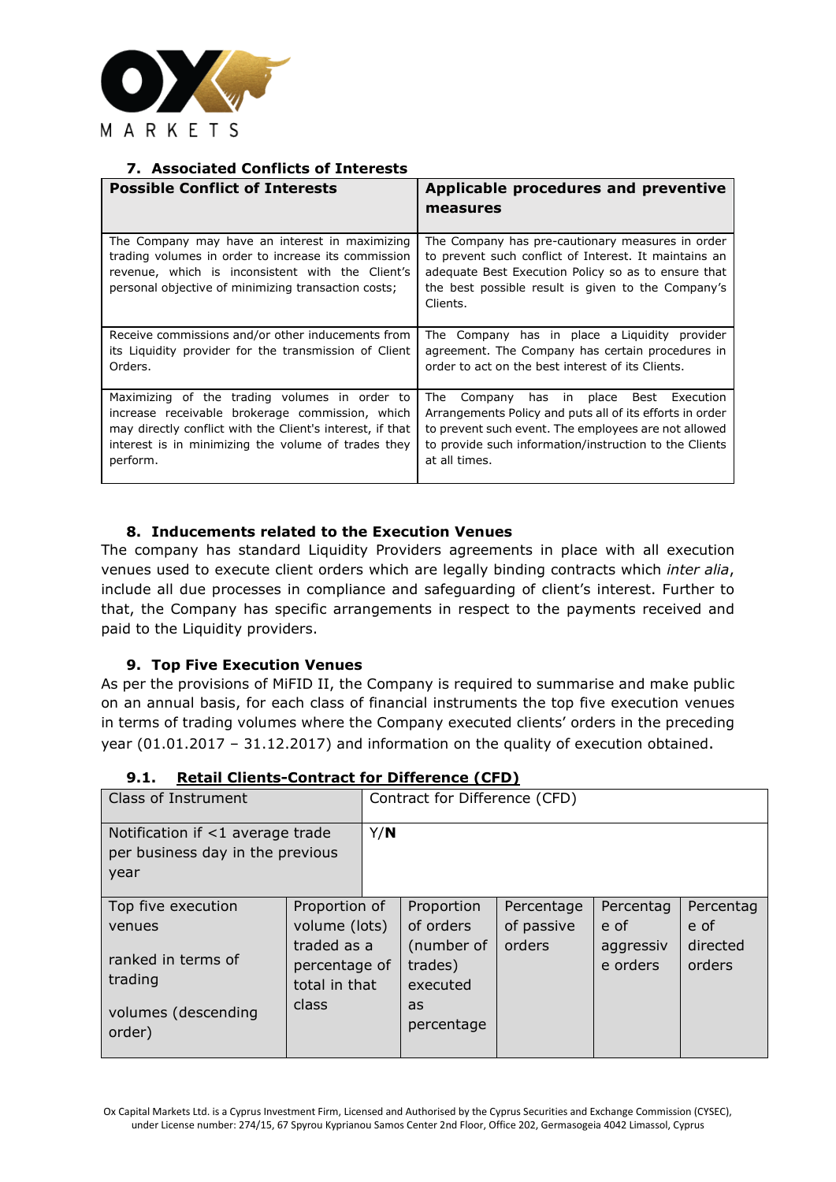## 7. Associated Conflicts of Interests

| **Possible Conflict of Interests** | **Applicable procedures and preventive measures** |
|---|---|
| The Company may have an interest in maximizing trading volumes in order to increase its commission revenue, which is inconsistent with the Client's personal objective of minimizing transaction costs; | The Company has pre-cautionary measures in order to prevent such conflict of Interest. It maintains an adequate Best Execution Policy so as to ensure that the best possible result is given to the Company's Clients. |
| Receive commissions and/or other inducements from its Liquidity provider for the transmission of Client Orders. | The Company has in place a Liquidity provider agreement. The Company has certain procedures in order to act on the best interest of its Clients. |
| Maximizing of the trading volumes in order to increase receivable brokerage commission, which may directly conflict with the Client's interest, if that interest is in minimizing the volume of trades they perform. | The Company has in place Best Execution Arrangements Policy and puts all of its efforts in order to prevent such event. The employees are not allowed to provide such information/instruction to the Clients at all times. |

## 8. Inducements related to the Execution Venues

The company has standard Liquidity Providers agreements in place with all execution venues used to execute client orders which are legally binding contracts which *inter alia*, include all due processes in compliance and safeguarding of client's interest. Further to that, the Company has specific arrangements in respect to the payments received and paid to the Liquidity providers.

## 9. Top Five Execution Venues

As per the provisions of MiFID II, the Company is required to summarise and make public on an annual basis, for each class of financial instruments the top five execution venues in terms of trading volumes where the Company executed clients' orders in the preceding year (01.01.2017 – 31.12.2017) and information on the quality of execution obtained.

### 9.1. Retail Clients-Contract for Difference (CFD)

| Class of Instrument | Contract for Difference (CFD) | | | | |
|---|---|---|---|---|---|
| Notification if <1 average trade per business day in the previous year | Y/**N** | | | | |
| Top five execution venues ranked in terms of trading volumes (descending order) | Proportion of volume (lots) traded as a percentage of total in that class | Proportion of orders (number of trades) executed as percentage | Percentage of passive orders | Percentage of aggressive orders | Percentage of directed orders |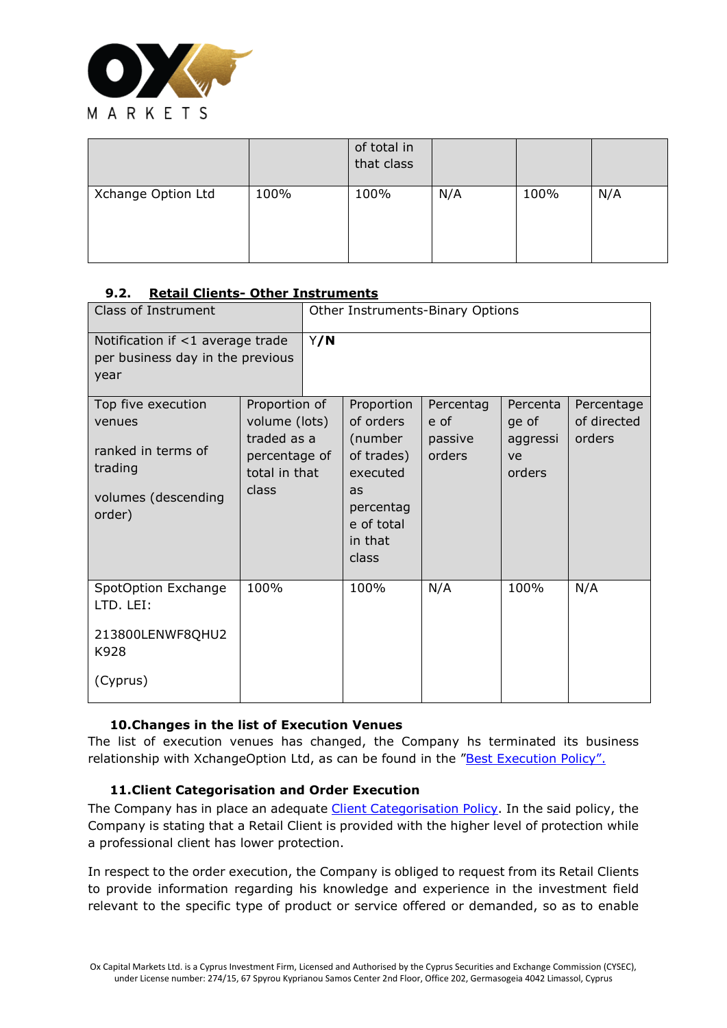| | | of total in that class | | | |
|---|---|---|---|---|---|
| Xchange Option Ltd | 100% | 100% | N/A | 100% | N/A |

### 9.2. Retail Clients- Other Instruments

| Class of Instrument | Other Instruments-Binary Options | | | | |
|---|---|---|---|---|---|
| Notification if <1 average trade per business day in the previous year | Y/**N** | | | | |
| Top five execution venues ranked in terms of trading volumes (descending order) | Proportion of volume (lots) traded as a percentage of total in that class | Proportion of orders (number of trades) executed as percentage of total in that class | Percentage of passive orders | Percentage of aggressive orders | Percentage of directed orders |
| SpotOption Exchange LTD. LEI: 213800LENWF8QHU2K928 (Cyprus) | 100% | 100% | N/A | 100% | N/A |

### 10. Changes in the list of Execution Venues

The list of execution venues has changed, the Company hs terminated its business relationship with XchangeOption Ltd, as can be found in the "Best Execution Policy".

### 11. Client Categorisation and Order Execution

The Company has in place an adequate Client Categorisation Policy. In the said policy, the Company is stating that a Retail Client is provided with the higher level of protection while a professional client has lower protection.

In respect to the order execution, the Company is obliged to request from its Retail Clients to provide information regarding his knowledge and experience in the investment field relevant to the specific type of product or service offered or demanded, so as to enable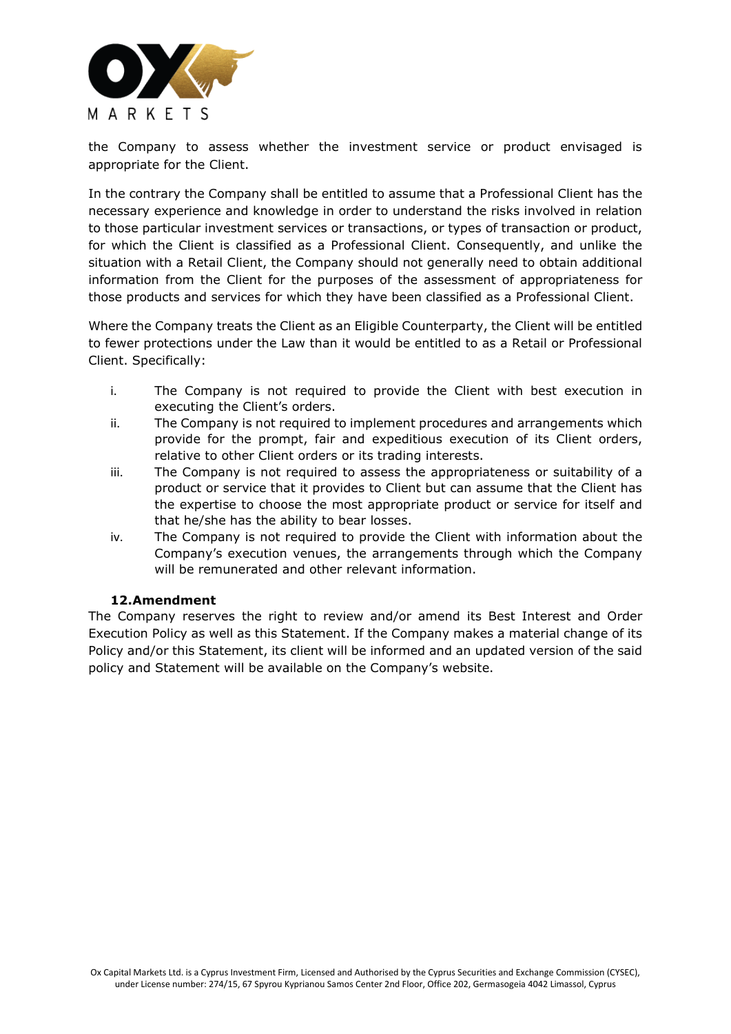the Company to assess whether the investment service or product envisaged is appropriate for the Client.

In the contrary the Company shall be entitled to assume that a Professional Client has the necessary experience and knowledge in order to understand the risks involved in relation to those particular investment services or transactions, or types of transaction or product, for which the Client is classified as a Professional Client. Consequently, and unlike the situation with a Retail Client, the Company should not generally need to obtain additional information from the Client for the purposes of the assessment of appropriateness for those products and services for which they have been classified as a Professional Client.

Where the Company treats the Client as an Eligible Counterparty, the Client will be entitled to fewer protections under the Law than it would be entitled to as a Retail or Professional Client. Specifically:

i. The Company is not required to provide the Client with best execution in executing the Client's orders.
ii. The Company is not required to implement procedures and arrangements which provide for the prompt, fair and expeditious execution of its Client orders, relative to other Client orders or its trading interests.
iii. The Company is not required to assess the appropriateness or suitability of a product or service that it provides to Client but can assume that the Client has the expertise to choose the most appropriate product or service for itself and that he/she has the ability to bear losses.
iv. The Company is not required to provide the Client with information about the Company's execution venues, the arrangements through which the Company will be remunerated and other relevant information.

## 12. Amendment

The Company reserves the right to review and/or amend its Best Interest and Order Execution Policy as well as this Statement. If the Company makes a material change of its Policy and/or this Statement, its client will be informed and an updated version of the said policy and Statement will be available on the Company's website.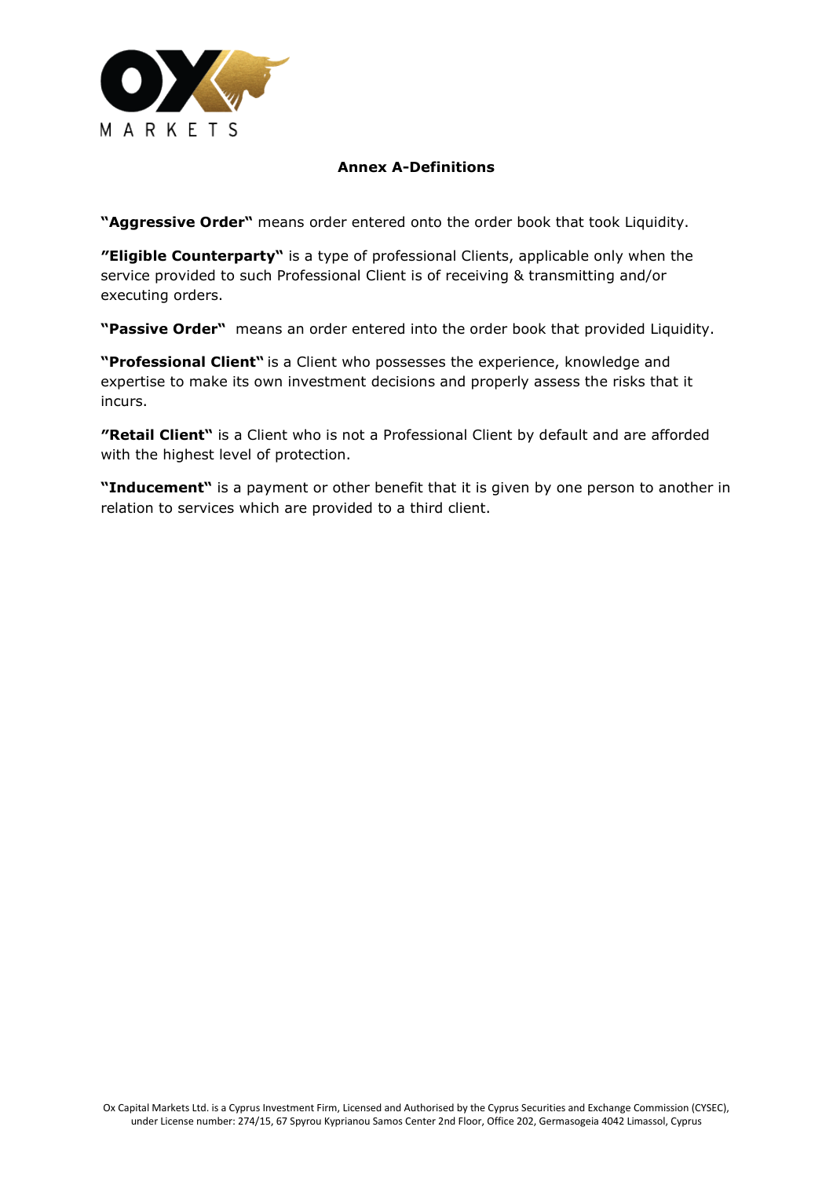## Annex A-Definitions

**"Aggressive Order"** means order entered onto the order book that took Liquidity.

**"Eligible Counterparty"** is a type of professional Clients, applicable only when the service provided to such Professional Client is of receiving & transmitting and/or executing orders.

**"Passive Order"** means an order entered into the order book that provided Liquidity.

**"Professional Client"** is a Client who possesses the experience, knowledge and expertise to make its own investment decisions and properly assess the risks that it incurs.

**"Retail Client"** is a Client who is not a Professional Client by default and are afforded with the highest level of protection.

**"Inducement"** is a payment or other benefit that it is given by one person to another in relation to services which are provided to a third client.